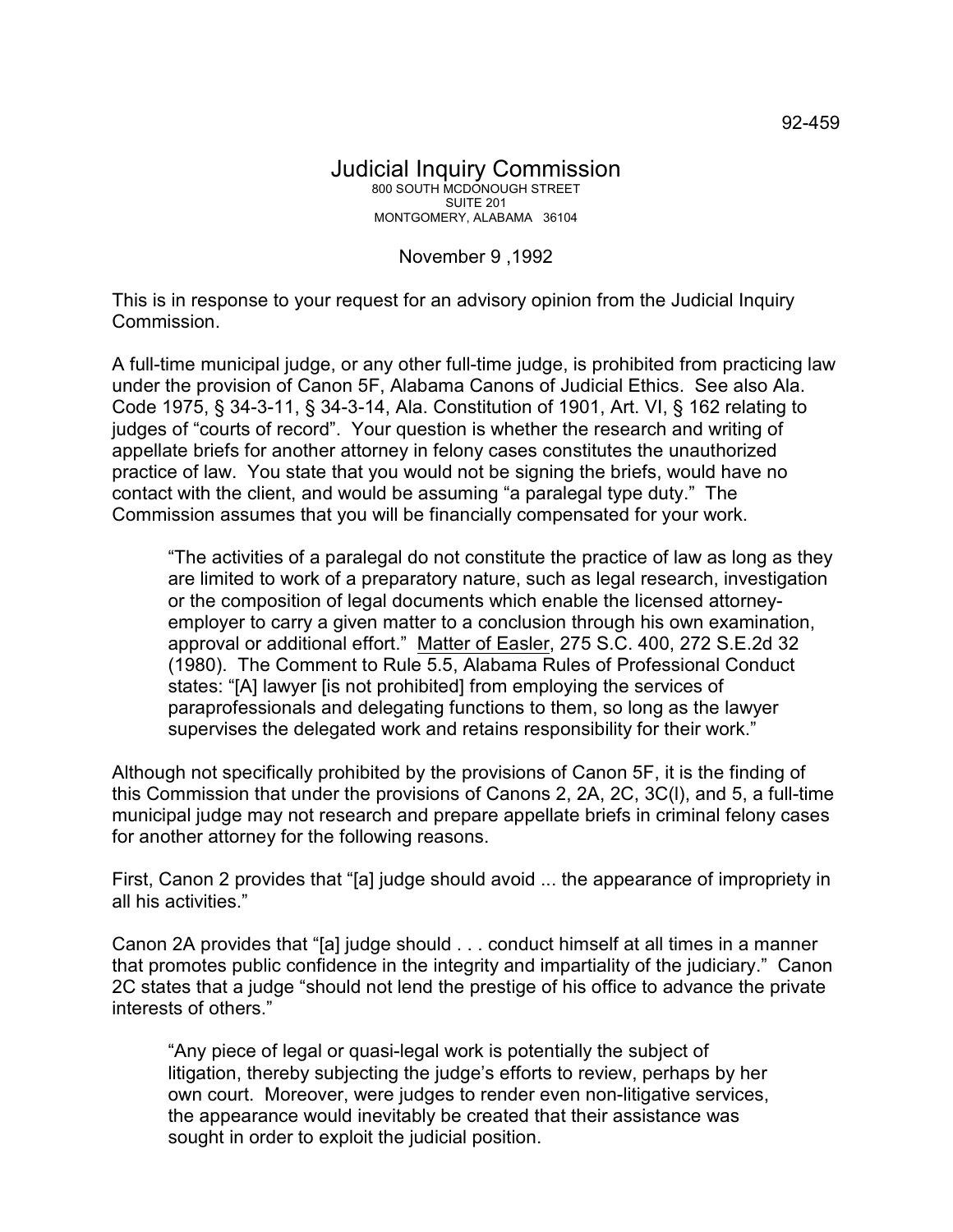92-459

# Judicial Inquiry Commission

800 SOUTH MCDONOUGH STREET
SUITE 201
MONTGOMERY, ALABAMA 36104

November 9 ,1992

This is in response to your request for an advisory opinion from the Judicial Inquiry Commission.

A full-time municipal judge, or any other full-time judge, is prohibited from practicing law under the provision of Canon 5F, Alabama Canons of Judicial Ethics. See also Ala. Code 1975, § 34-3-11, § 34-3-14, Ala. Constitution of 1901, Art. VI, § 162 relating to judges of "courts of record". Your question is whether the research and writing of appellate briefs for another attorney in felony cases constitutes the unauthorized practice of law. You state that you would not be signing the briefs, would have no contact with the client, and would be assuming "a paralegal type duty." The Commission assumes that you will be financially compensated for your work.

> "The activities of a paralegal do not constitute the practice of law as long as they are limited to work of a preparatory nature, such as legal research, investigation or the composition of legal documents which enable the licensed attorney-employer to carry a given matter to a conclusion through his own examination, approval or additional effort." Matter of Easler, 275 S.C. 400, 272 S.E.2d 32 (1980). The Comment to Rule 5.5, Alabama Rules of Professional Conduct states: "[A] lawyer [is not prohibited] from employing the services of paraprofessionals and delegating functions to them, so long as the lawyer supervises the delegated work and retains responsibility for their work."

Although not specifically prohibited by the provisions of Canon 5F, it is the finding of this Commission that under the provisions of Canons 2, 2A, 2C, 3C(l), and 5, a full-time municipal judge may not research and prepare appellate briefs in criminal felony cases for another attorney for the following reasons.

First, Canon 2 provides that "[a] judge should avoid ... the appearance of impropriety in all his activities."

Canon 2A provides that "[a] judge should . . . conduct himself at all times in a manner that promotes public confidence in the integrity and impartiality of the judiciary." Canon 2C states that a judge "should not lend the prestige of his office to advance the private interests of others."

> "Any piece of legal or quasi-legal work is potentially the subject of litigation, thereby subjecting the judge's efforts to review, perhaps by her own court. Moreover, were judges to render even non-litigative services, the appearance would inevitably be created that their assistance was sought in order to exploit the judicial position.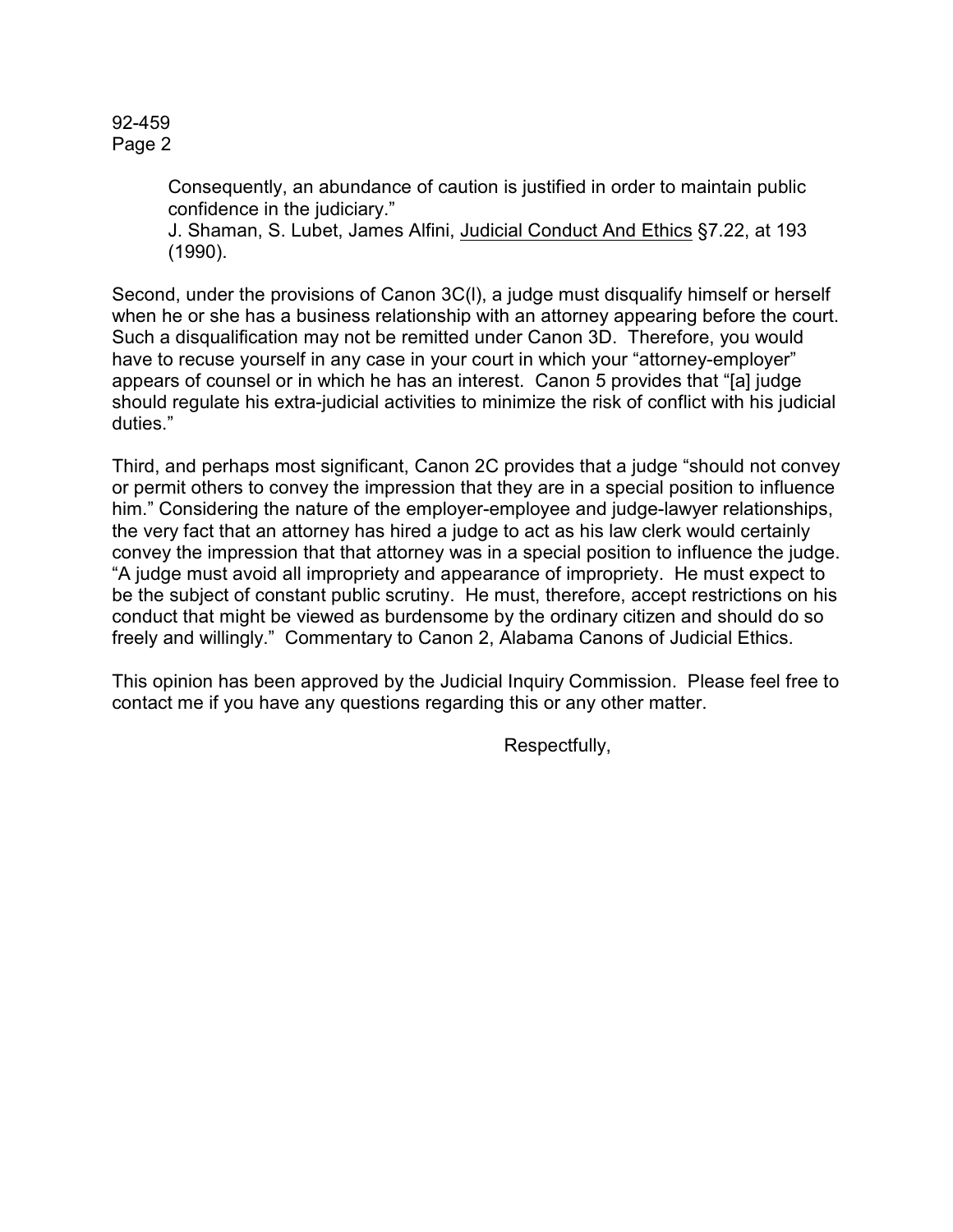> Consequently, an abundance of caution is justified in order to maintain public confidence in the judiciary."
> J. Shaman, S. Lubet, James Alfini, Judicial Conduct And Ethics §7.22, at 193 (1990).

Second, under the provisions of Canon 3C(l), a judge must disqualify himself or herself when he or she has a business relationship with an attorney appearing before the court. Such a disqualification may not be remitted under Canon 3D. Therefore, you would have to recuse yourself in any case in your court in which your "attorney-employer" appears of counsel or in which he has an interest. Canon 5 provides that "[a] judge should regulate his extra-judicial activities to minimize the risk of conflict with his judicial duties."

Third, and perhaps most significant, Canon 2C provides that a judge "should not convey or permit others to convey the impression that they are in a special position to influence him." Considering the nature of the employer-employee and judge-lawyer relationships, the very fact that an attorney has hired a judge to act as his law clerk would certainly convey the impression that that attorney was in a special position to influence the judge. "A judge must avoid all impropriety and appearance of impropriety. He must expect to be the subject of constant public scrutiny. He must, therefore, accept restrictions on his conduct that might be viewed as burdensome by the ordinary citizen and should do so freely and willingly." Commentary to Canon 2, Alabama Canons of Judicial Ethics.

This opinion has been approved by the Judicial Inquiry Commission. Please feel free to contact me if you have any questions regarding this or any other matter.

Respectfully,